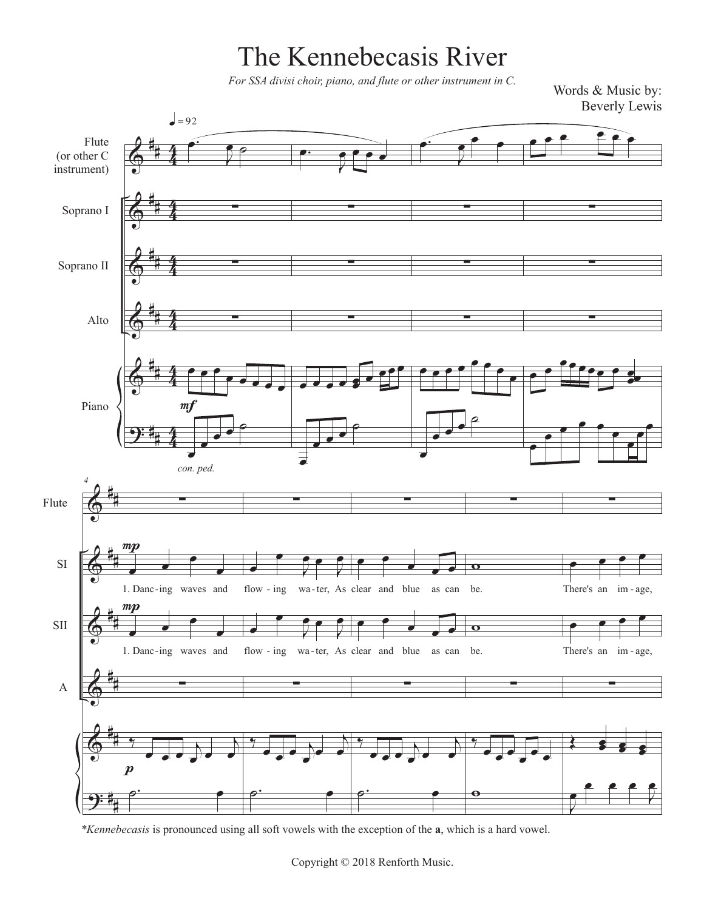# The Kennebecasis River

*For SSA divisi choir, piano, and flute or other instrument in C.*

Words & Music by:
Beverly Lewis

♩ = 92

Flute (or other C instrument)

Soprano I

Soprano II

Alto

Piano

*mf*

*con. ped.*

*mp*

1. Danc - ing waves and flow - ing wa - ter, As clear and blue as can be. There's an im - age,

*p*

*Kennebecasis is pronounced using all soft vowels with the exception of the **a**, which is a hard vowel.

Copyright © 2018 Renforth Music.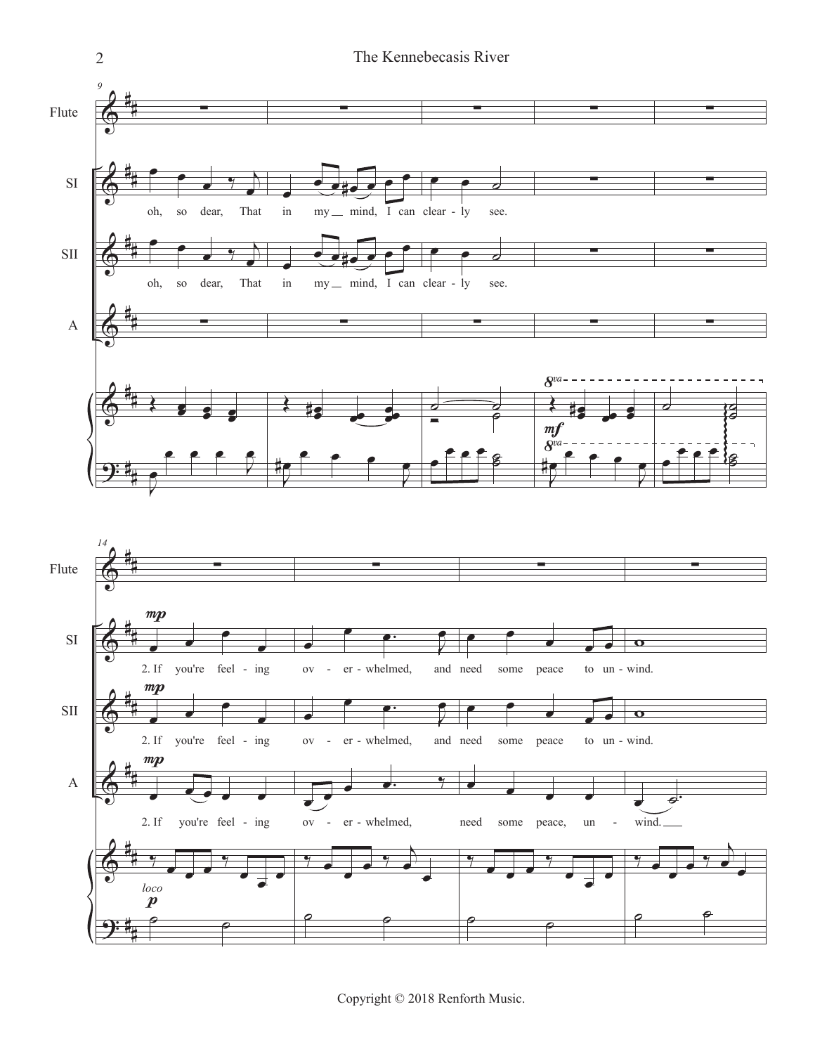Flute

SI
oh, so dear, That in my mind, I can clear - ly see.

SII
oh, so dear, That in my mind, I can clear - ly see.

A

Flute

SI
*mp*
2. If you're feel - ing ov - er - whelmed, and need some peace to un - wind.

SII
*mp*
2. If you're feel - ing ov - er - whelmed, and need some peace to un - wind.

A
*mp*
2. If you're feel - ing ov - er - whelmed, need some peace, un - wind.

Copyright © 2018 Renforth Music.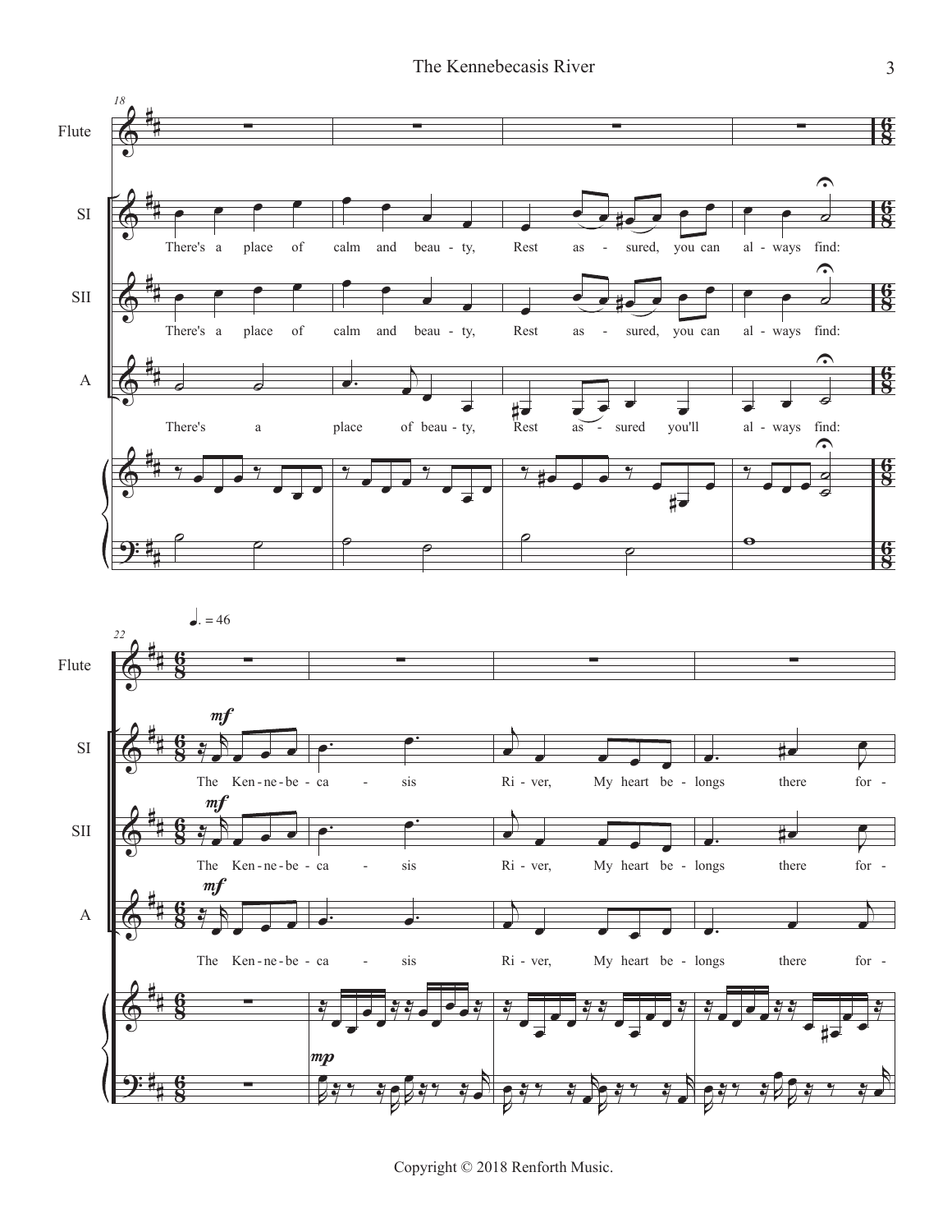There's a place of calm and beau - ty, Rest as - sured, you can al - ways find:

There's a place of beau - ty, Rest as - sured you'll al - ways find:

♩. = 46

The Ken - ne - be - ca - sis Ri - ver, My heart be - longs there for -

Copyright © 2018 Renforth Music.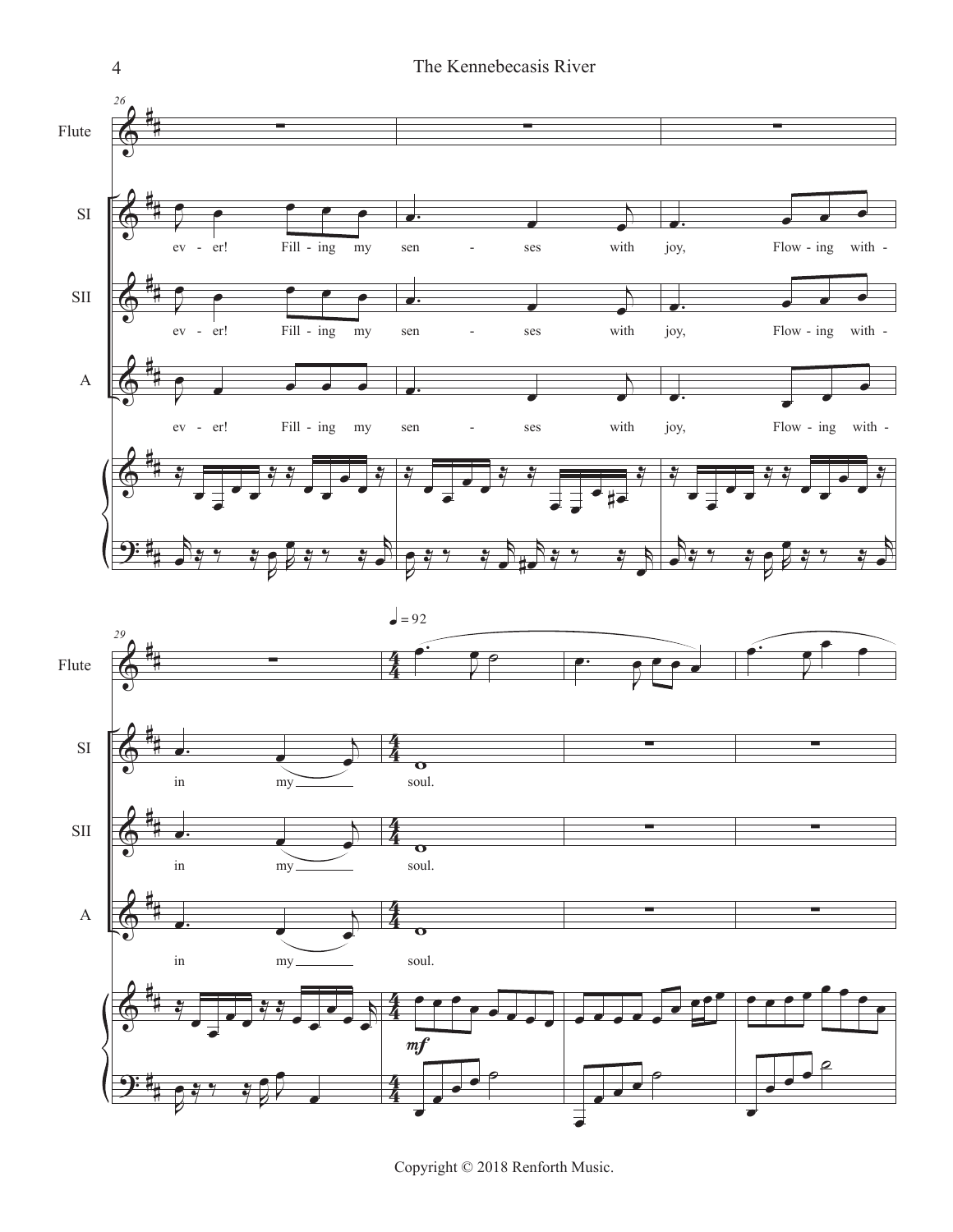Copyright © 2018 Renforth Music.